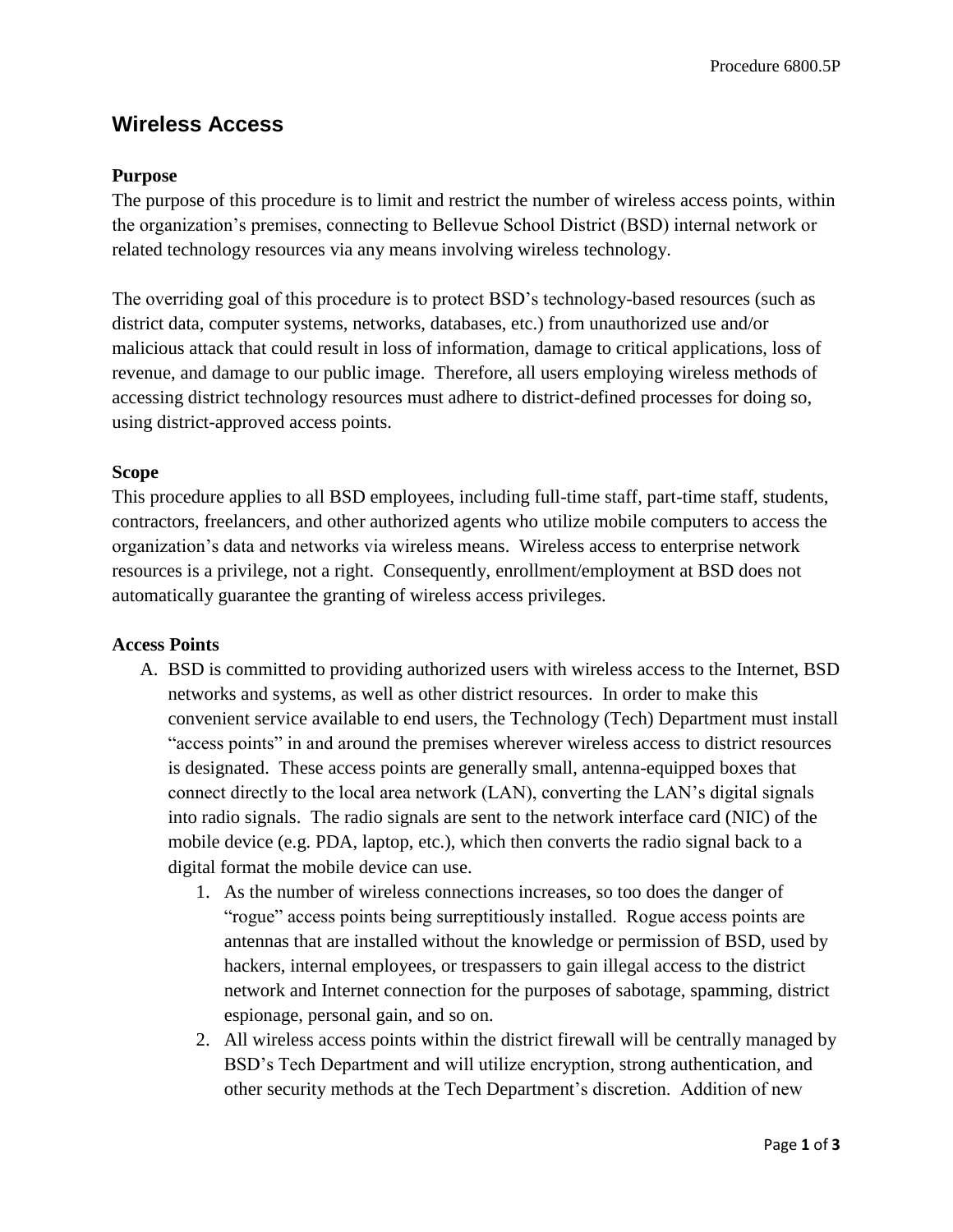# Wireless Access

**Purpose**

The purpose of this procedure is to limit and restrict the number of wireless access points, within the organization's premises, connecting to Bellevue School District (BSD) internal network or related technology resources via any means involving wireless technology.

The overriding goal of this procedure is to protect BSD's technology-based resources (such as district data, computer systems, networks, databases, etc.) from unauthorized use and/or malicious attack that could result in loss of information, damage to critical applications, loss of revenue, and damage to our public image. Therefore, all users employing wireless methods of accessing district technology resources must adhere to district-defined processes for doing so, using district-approved access points.

**Scope**

This procedure applies to all BSD employees, including full-time staff, part-time staff, students, contractors, freelancers, and other authorized agents who utilize mobile computers to access the organization's data and networks via wireless means. Wireless access to enterprise network resources is a privilege, not a right. Consequently, enrollment/employment at BSD does not automatically guarantee the granting of wireless access privileges.

**Access Points**

A. BSD is committed to providing authorized users with wireless access to the Internet, BSD networks and systems, as well as other district resources. In order to make this convenient service available to end users, the Technology (Tech) Department must install "access points" in and around the premises wherever wireless access to district resources is designated. These access points are generally small, antenna-equipped boxes that connect directly to the local area network (LAN), converting the LAN's digital signals into radio signals. The radio signals are sent to the network interface card (NIC) of the mobile device (e.g. PDA, laptop, etc.), which then converts the radio signal back to a digital format the mobile device can use.

   1. As the number of wireless connections increases, so too does the danger of "rogue" access points being surreptitiously installed. Rogue access points are antennas that are installed without the knowledge or permission of BSD, used by hackers, internal employees, or trespassers to gain illegal access to the district network and Internet connection for the purposes of sabotage, spamming, district espionage, personal gain, and so on.
   2. All wireless access points within the district firewall will be centrally managed by BSD's Tech Department and will utilize encryption, strong authentication, and other security methods at the Tech Department's discretion. Addition of new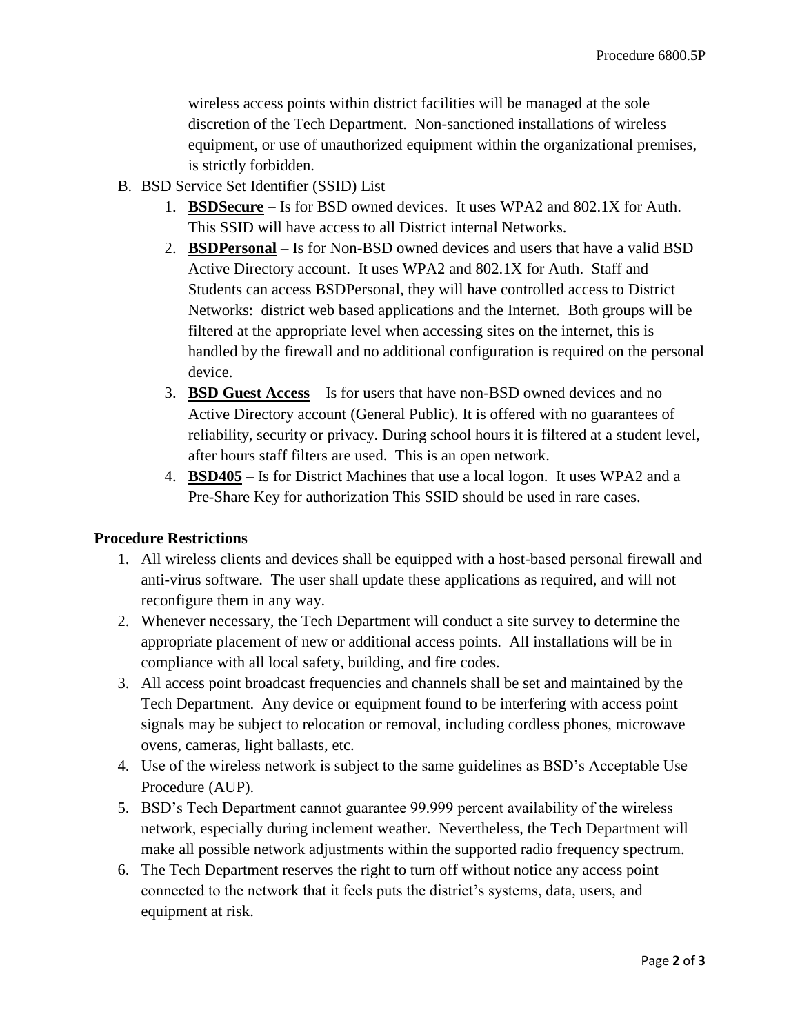wireless access points within district facilities will be managed at the sole discretion of the Tech Department. Non-sanctioned installations of wireless equipment, or use of unauthorized equipment within the organizational premises, is strictly forbidden.

B. BSD Service Set Identifier (SSID) List

1. **BSDSecure** – Is for BSD owned devices. It uses WPA2 and 802.1X for Auth. This SSID will have access to all District internal Networks.
2. **BSDPersonal** – Is for Non-BSD owned devices and users that have a valid BSD Active Directory account. It uses WPA2 and 802.1X for Auth. Staff and Students can access BSDPersonal, they will have controlled access to District Networks: district web based applications and the Internet. Both groups will be filtered at the appropriate level when accessing sites on the internet, this is handled by the firewall and no additional configuration is required on the personal device.
3. **BSD Guest Access** – Is for users that have non-BSD owned devices and no Active Directory account (General Public). It is offered with no guarantees of reliability, security or privacy. During school hours it is filtered at a student level, after hours staff filters are used. This is an open network.
4. **BSD405** – Is for District Machines that use a local logon. It uses WPA2 and a Pre-Share Key for authorization This SSID should be used in rare cases.

**Procedure Restrictions**

1. All wireless clients and devices shall be equipped with a host-based personal firewall and anti-virus software. The user shall update these applications as required, and will not reconfigure them in any way.
2. Whenever necessary, the Tech Department will conduct a site survey to determine the appropriate placement of new or additional access points. All installations will be in compliance with all local safety, building, and fire codes.
3. All access point broadcast frequencies and channels shall be set and maintained by the Tech Department. Any device or equipment found to be interfering with access point signals may be subject to relocation or removal, including cordless phones, microwave ovens, cameras, light ballasts, etc.
4. Use of the wireless network is subject to the same guidelines as BSD's Acceptable Use Procedure (AUP).
5. BSD's Tech Department cannot guarantee 99.999 percent availability of the wireless network, especially during inclement weather. Nevertheless, the Tech Department will make all possible network adjustments within the supported radio frequency spectrum.
6. The Tech Department reserves the right to turn off without notice any access point connected to the network that it feels puts the district's systems, data, users, and equipment at risk.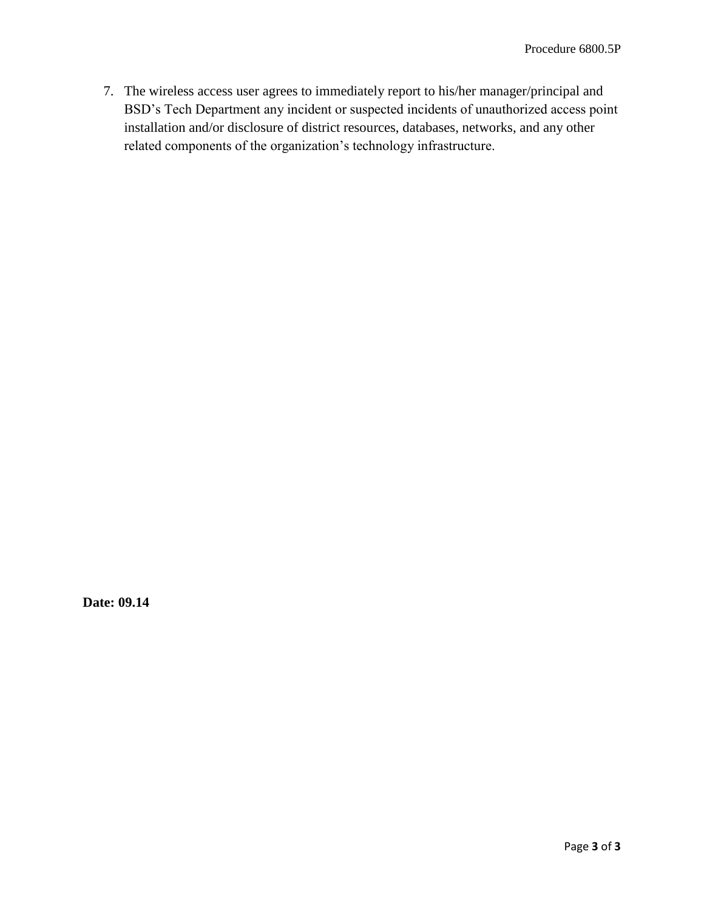7. The wireless access user agrees to immediately report to his/her manager/principal and BSD's Tech Department any incident or suspected incidents of unauthorized access point installation and/or disclosure of district resources, databases, networks, and any other related components of the organization's technology infrastructure.

**Date: 09.14**